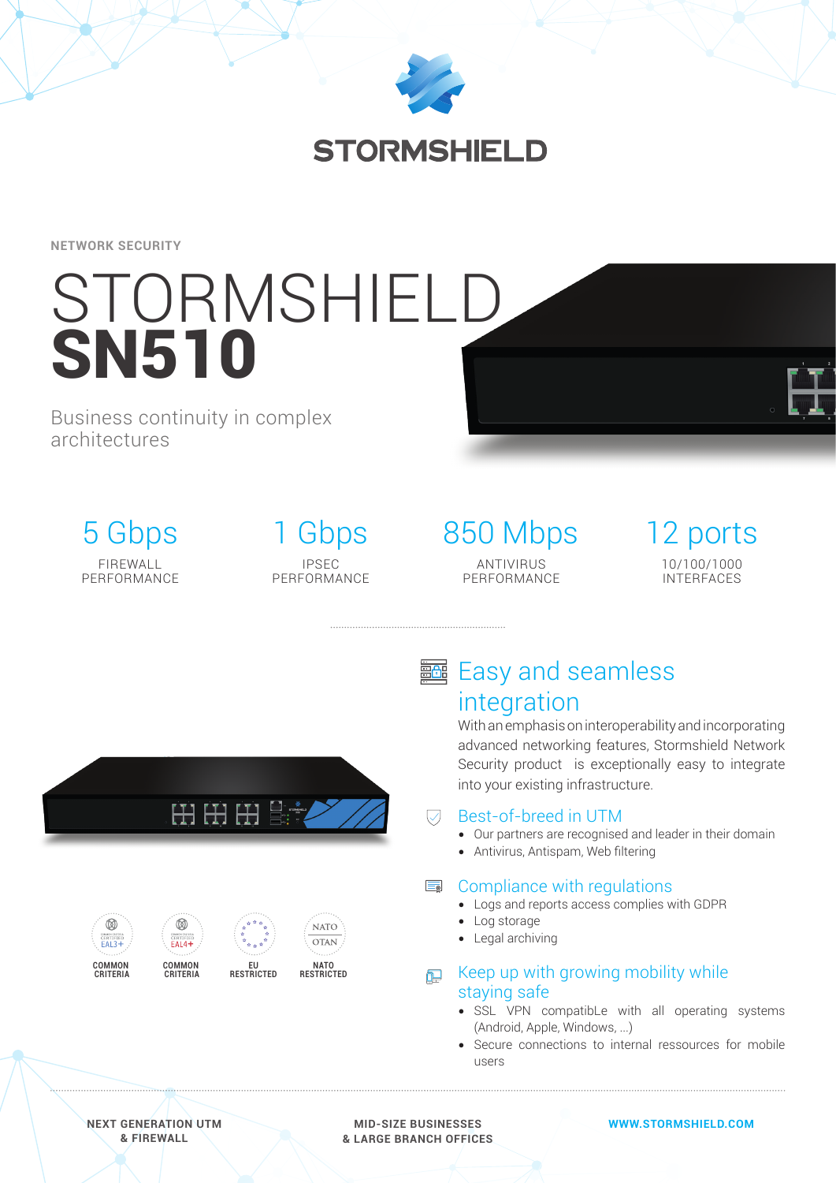NETWORK SECURITY

# STORMSHIELD **SN510**

Business continuity in complex architectures

| 5 Gbps | 1 Gbps | 850 Mbps | 12 ports |
|---|---|---|---|
| FIREWALL PERFORMANCE | IPSEC PERFORMANCE | ANTIVIRUS PERFORMANCE | 10/100/1000 INTERFACES |

## Easy and seamless integration

With an emphasis on interoperability and incorporating advanced networking features, Stormshield Network Security product is exceptionally easy to integrate into your existing infrastructure.

### Best-of-breed in UTM

- Our partners are recognised and leader in their domain
- Antivirus, Antispam, Web filtering

### Compliance with regulations

- Logs and reports access complies with GDPR
- Log storage
- Legal archiving

### Keep up with growing mobility while staying safe

- SSL VPN compatibLe with all operating systems (Android, Apple, Windows, ...)
- Secure connections to internal ressources for mobile users

COMMON CRITERIA EAL3+ — COMMON CRITERIA EAL4+ — EU RESTRICTED — NATO RESTRICTED

NEXT GENERATION UTM & FIREWALL

MID-SIZE BUSINESSES & LARGE BRANCH OFFICES

WWW.STORMSHIELD.COM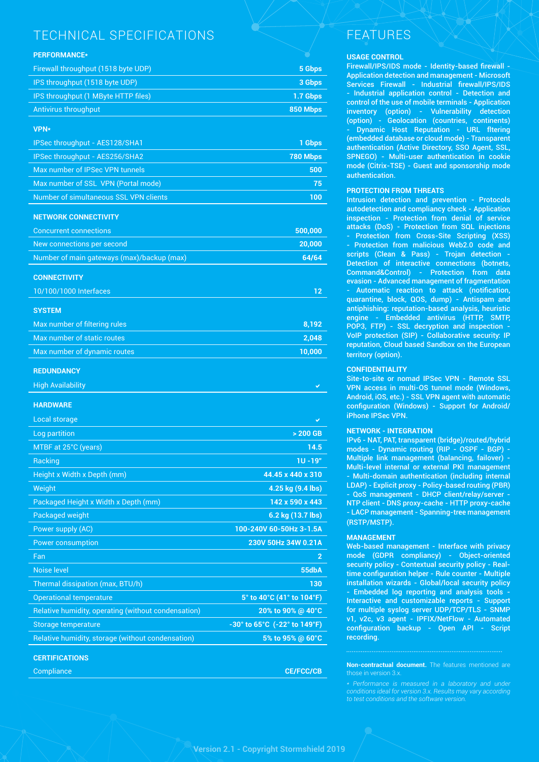# TECHNICAL SPECIFICATIONS

### PERFORMANCE*

| | |
|---|---|
| Firewall throughput (1518 byte UDP) | 5 Gbps |
| IPS throughput (1518 byte UDP) | 3 Gbps |
| IPS throughput (1 MByte HTTP files) | 1.7 Gbps |
| Antivirus throughput | 850 Mbps |

### VPN*

| | |
|---|---|
| IPSec throughput - AES128/SHA1 | 1 Gbps |
| IPSec throughput - AES256/SHA2 | 780 Mbps |
| Max number of IPSec VPN tunnels | 500 |
| Max number of SSL VPN (Portal mode) | 75 |
| Number of simultaneous SSL VPN clients | 100 |

### NETWORK CONNECTIVITY

| | |
|---|---|
| Concurrent connections | 500,000 |
| New connections per second | 20,000 |
| Number of main gateways (max)/backup (max) | 64/64 |

### CONNECTIVITY

| | |
|---|---|
| 10/100/1000 Interfaces | 12 |

### SYSTEM

| | |
|---|---|
| Max number of filtering rules | 8,192 |
| Max number of static routes | 2,048 |
| Max number of dynamic routes | 10,000 |

### REDUNDANCY

| | |
|---|---|
| High Availability | ✔ |

### HARDWARE

| | |
|---|---|
| Local storage | ✔ |
| Log partition | > 200 GB |
| MTBF at 25°C (years) | 14.5 |
| Racking | 1U -19" |
| Height x Width x Depth (mm) | 44.45 x 440 x 310 |
| Weight | 4.25 kg (9.4 lbs) |
| Packaged Height x Width x Depth (mm) | 142 x 590 x 443 |
| Packaged weight | 6.2 kg (13.7 lbs) |
| Power supply (AC) | 100-240V 60-50Hz 3-1.5A |
| Power consumption | 230V 50Hz 34W 0.21A |
| Fan | 2 |
| Noise level | 55dbA |
| Thermal dissipation (max, BTU/h) | 130 |
| Operational temperature | 5° to 40°C (41° to 104°F) |
| Relative humidity, operating (without condensation) | 20% to 90% @ 40°C |
| Storage temperature | -30° to 65°C (-22° to 149°F) |
| Relative humidity, storage (without condensation) | 5% to 95% @ 60°C |

### CERTIFICATIONS

| | |
|---|---|
| Compliance | CE/FCC/CB |

# FEATURES

### USAGE CONTROL

Firewall/IPS/IDS mode - Identity-based firewall - Application detection and management - Microsoft Services Firewall - Industrial firewall/IPS/IDS - Industrial application control - Detection and control of the use of mobile terminals - Application inventory (option) - Vulnerability detection (option) - Geolocation (countries, continents) - Dynamic Host Reputation - URL filtering (embedded database or cloud mode) - Transparent authentication (Active Directory, SSO Agent, SSL, SPNEGO) - Multi-user authentication in cookie mode (Citrix-TSE) - Guest and sponsorship mode authentication.

### PROTECTION FROM THREATS

Intrusion detection and prevention - Protocols autodetection and compliancy check - Application inspection - Protection from denial of service attacks (DoS) - Protection from SQL injections - Protection from Cross-Site Scripting (XSS) - Protection from malicious Web2.0 code and scripts (Clean & Pass) - Trojan detection - Detection of interactive connections (botnets, Command&Control) - Protection from data evasion - Advanced management of fragmentation - Automatic reaction to attack (notification, quarantine, block, QOS, dump) - Antispam and antiphishing: reputation-based analysis, heuristic engine - Embedded antivirus (HTTP, SMTP, POP3, FTP) - SSL decryption and inspection - VoIP protection (SIP) - Collaborative security: IP reputation, Cloud based Sandbox on the European territory (option).

### CONFIDENTIALITY

Site-to-site or nomad IPSec VPN - Remote SSL VPN access in multi-OS tunnel mode (Windows, Android, iOS, etc.) - SSL VPN agent with automatic configuration (Windows) - Support for Android/iPhone IPSec VPN.

### NETWORK - INTEGRATION

IPv6 - NAT, PAT, transparent (bridge)/routed/hybrid modes - Dynamic routing (RIP - OSPF - BGP) - Multiple link management (balancing, failover) - Multi-level internal or external PKI management - Multi-domain authentication (including internal LDAP) - Explicit proxy - Policy-based routing (PBR) - QoS management - DHCP client/relay/server - NTP client - DNS proxy-cache - HTTP proxy-cache - LACP management - Spanning-tree management (RSTP/MSTP).

### MANAGEMENT

Web-based management - Interface with privacy mode (GDPR compliancy) - Object-oriented security policy - Contextual security policy - Real-time configuration helper - Rule counter - Multiple installation wizards - Global/local security policy - Embedded log reporting and analysis tools - Interactive and customizable reports - Support for multiple syslog server UDP/TCP/TLS - SNMP v1, v2c, v3 agent - IPFIX/NetFlow - Automated configuration backup - Open API - Script recording.

**Non-contractual document.** The features mentioned are those in version 3.x.

*\* Performance is measured in a laboratory and under conditions ideal for version 3.x. Results may vary according to test conditions and the software version.*

Version 2.1 - Copyright Stormshield 2019